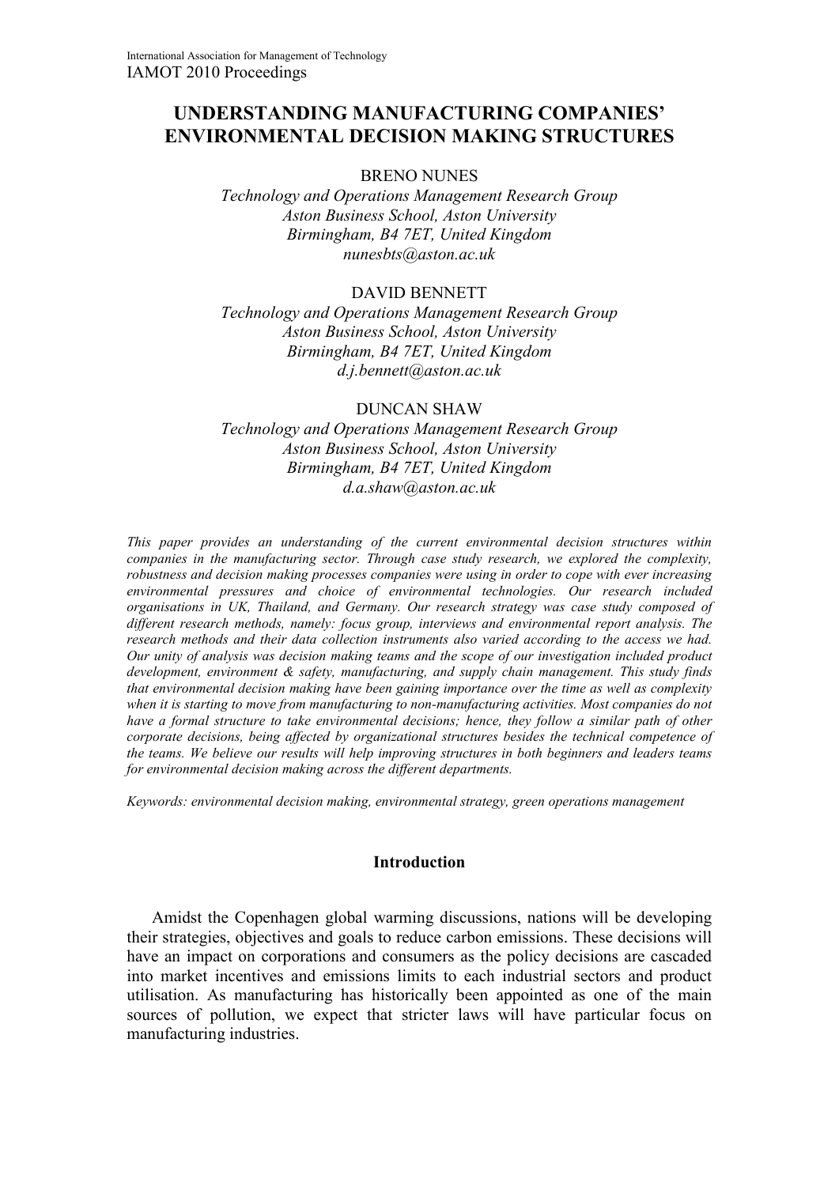# UNDERSTANDING MANUFACTURING COMPANIES' ENVIRONMENTAL DECISION MAKING STRUCTURES

BRENO NUNES

*Technology and Operations Management Research Group*
*Aston Business School, Aston University*
*Birmingham, B4 7ET, United Kingdom*
*nunesbts@aston.ac.uk*

DAVID BENNETT

*Technology and Operations Management Research Group*
*Aston Business School, Aston University*
*Birmingham, B4 7ET, United Kingdom*
*d.j.bennett@aston.ac.uk*

DUNCAN SHAW

*Technology and Operations Management Research Group*
*Aston Business School, Aston University*
*Birmingham, B4 7ET, United Kingdom*
*d.a.shaw@aston.ac.uk*

*This paper provides an understanding of the current environmental decision structures within companies in the manufacturing sector. Through case study research, we explored the complexity, robustness and decision making processes companies were using in order to cope with ever increasing environmental pressures and choice of environmental technologies. Our research included organisations in UK, Thailand, and Germany. Our research strategy was case study composed of different research methods, namely: focus group, interviews and environmental report analysis. The research methods and their data collection instruments also varied according to the access we had. Our unity of analysis was decision making teams and the scope of our investigation included product development, environment & safety, manufacturing, and supply chain management. This study finds that environmental decision making have been gaining importance over the time as well as complexity when it is starting to move from manufacturing to non-manufacturing activities. Most companies do not have a formal structure to take environmental decisions; hence, they follow a similar path of other corporate decisions, being affected by organizational structures besides the technical competence of the teams. We believe our results will help improving structures in both beginners and leaders teams for environmental decision making across the different departments.*

*Keywords: environmental decision making, environmental strategy, green operations management*

## Introduction

Amidst the Copenhagen global warming discussions, nations will be developing their strategies, objectives and goals to reduce carbon emissions. These decisions will have an impact on corporations and consumers as the policy decisions are cascaded into market incentives and emissions limits to each industrial sectors and product utilisation. As manufacturing has historically been appointed as one of the main sources of pollution, we expect that stricter laws will have particular focus on manufacturing industries.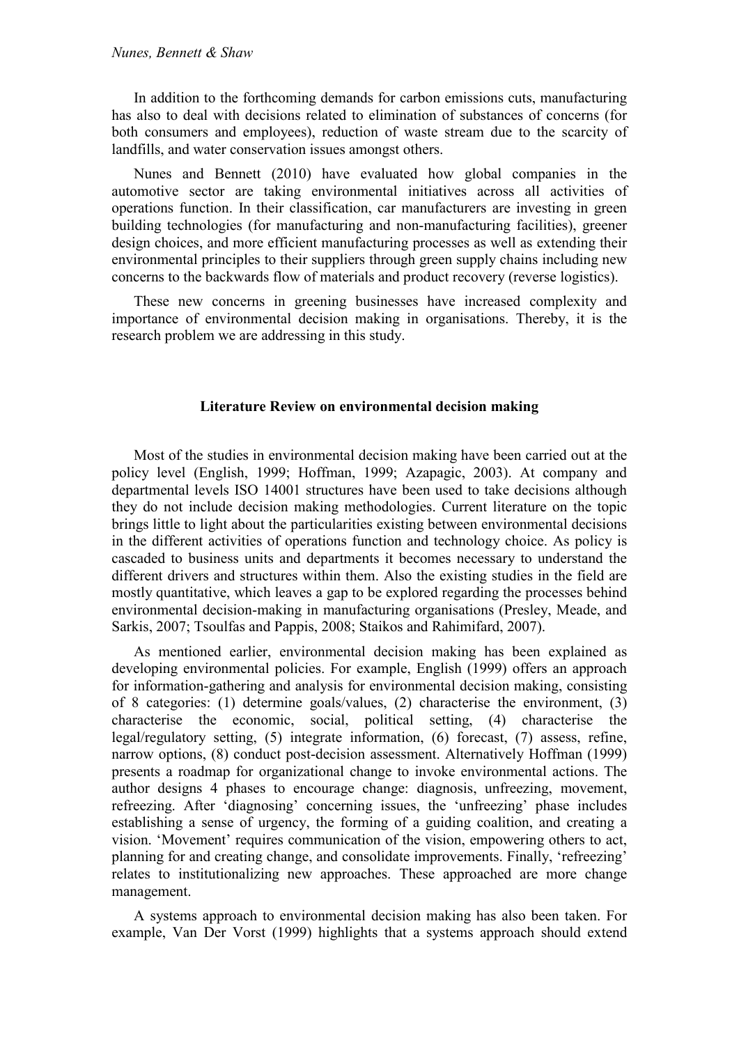In addition to the forthcoming demands for carbon emissions cuts, manufacturing has also to deal with decisions related to elimination of substances of concerns (for both consumers and employees), reduction of waste stream due to the scarcity of landfills, and water conservation issues amongst others.

Nunes and Bennett (2010) have evaluated how global companies in the automotive sector are taking environmental initiatives across all activities of operations function. In their classification, car manufacturers are investing in green building technologies (for manufacturing and non-manufacturing facilities), greener design choices, and more efficient manufacturing processes as well as extending their environmental principles to their suppliers through green supply chains including new concerns to the backwards flow of materials and product recovery (reverse logistics).

These new concerns in greening businesses have increased complexity and importance of environmental decision making in organisations. Thereby, it is the research problem we are addressing in this study.

## Literature Review on environmental decision making

Most of the studies in environmental decision making have been carried out at the policy level (English, 1999; Hoffman, 1999; Azapagic, 2003). At company and departmental levels ISO 14001 structures have been used to take decisions although they do not include decision making methodologies. Current literature on the topic brings little to light about the particularities existing between environmental decisions in the different activities of operations function and technology choice. As policy is cascaded to business units and departments it becomes necessary to understand the different drivers and structures within them. Also the existing studies in the field are mostly quantitative, which leaves a gap to be explored regarding the processes behind environmental decision-making in manufacturing organisations (Presley, Meade, and Sarkis, 2007; Tsoulfas and Pappis, 2008; Staikos and Rahimifard, 2007).

As mentioned earlier, environmental decision making has been explained as developing environmental policies. For example, English (1999) offers an approach for information-gathering and analysis for environmental decision making, consisting of 8 categories: (1) determine goals/values, (2) characterise the environment, (3) characterise the economic, social, political setting, (4) characterise the legal/regulatory setting, (5) integrate information, (6) forecast, (7) assess, refine, narrow options, (8) conduct post-decision assessment. Alternatively Hoffman (1999) presents a roadmap for organizational change to invoke environmental actions. The author designs 4 phases to encourage change: diagnosis, unfreezing, movement, refreezing. After 'diagnosing' concerning issues, the 'unfreezing' phase includes establishing a sense of urgency, the forming of a guiding coalition, and creating a vision. 'Movement' requires communication of the vision, empowering others to act, planning for and creating change, and consolidate improvements. Finally, 'refreezing' relates to institutionalizing new approaches. These approached are more change management.

A systems approach to environmental decision making has also been taken. For example, Van Der Vorst (1999) highlights that a systems approach should extend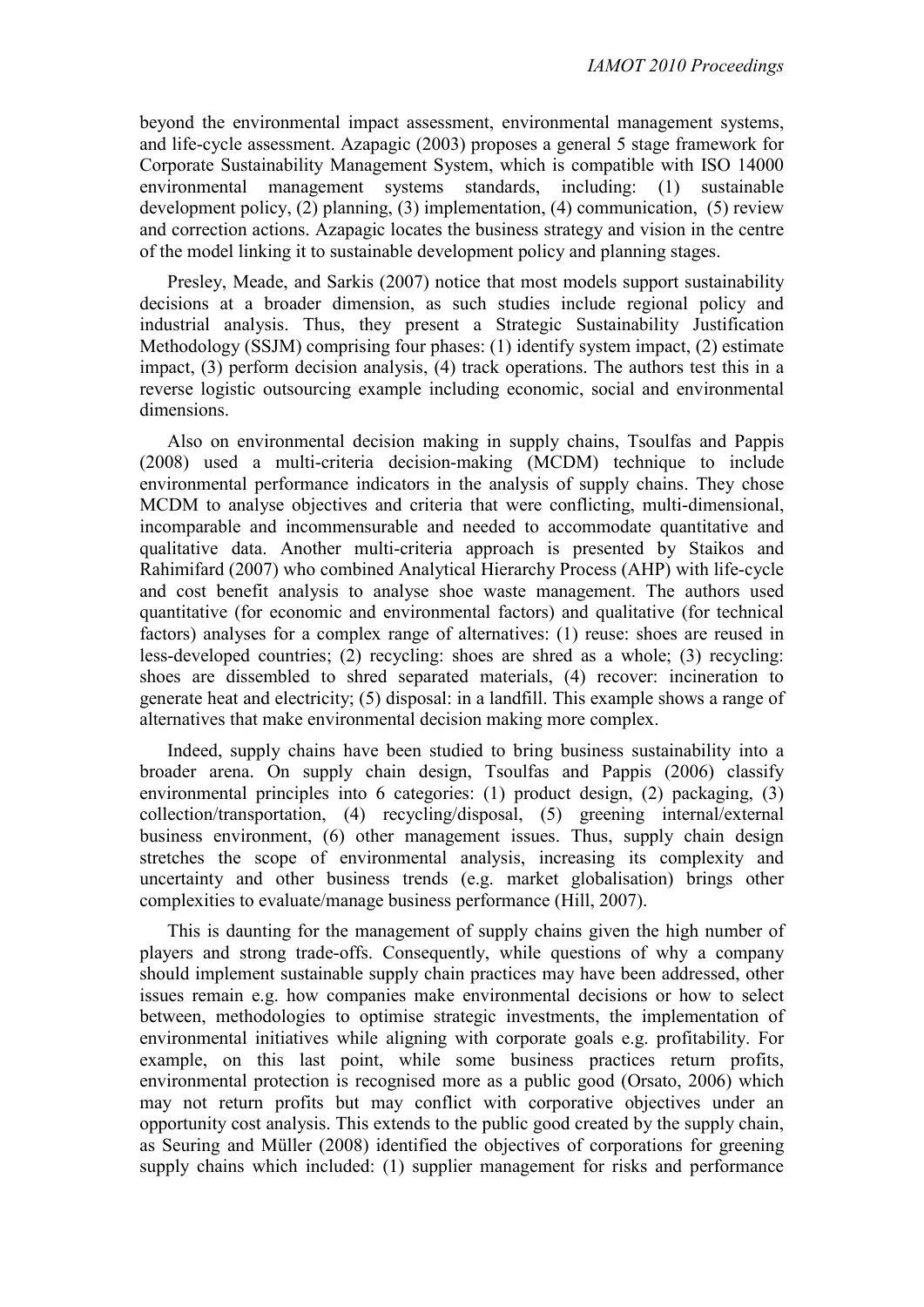beyond the environmental impact assessment, environmental management systems, and life-cycle assessment. Azapagic (2003) proposes a general 5 stage framework for Corporate Sustainability Management System, which is compatible with ISO 14000 environmental management systems standards, including: (1) sustainable development policy, (2) planning, (3) implementation, (4) communication, (5) review and correction actions. Azapagic locates the business strategy and vision in the centre of the model linking it to sustainable development policy and planning stages.

Presley, Meade, and Sarkis (2007) notice that most models support sustainability decisions at a broader dimension, as such studies include regional policy and industrial analysis. Thus, they present a Strategic Sustainability Justification Methodology (SSJM) comprising four phases: (1) identify system impact, (2) estimate impact, (3) perform decision analysis, (4) track operations. The authors test this in a reverse logistic outsourcing example including economic, social and environmental dimensions.

Also on environmental decision making in supply chains, Tsoulfas and Pappis (2008) used a multi-criteria decision-making (MCDM) technique to include environmental performance indicators in the analysis of supply chains. They chose MCDM to analyse objectives and criteria that were conflicting, multi-dimensional, incomparable and incommensurable and needed to accommodate quantitative and qualitative data. Another multi-criteria approach is presented by Staikos and Rahimifard (2007) who combined Analytical Hierarchy Process (AHP) with life-cycle and cost benefit analysis to analyse shoe waste management. The authors used quantitative (for economic and environmental factors) and qualitative (for technical factors) analyses for a complex range of alternatives: (1) reuse: shoes are reused in less-developed countries; (2) recycling: shoes are shred as a whole; (3) recycling: shoes are dissembled to shred separated materials, (4) recover: incineration to generate heat and electricity; (5) disposal: in a landfill. This example shows a range of alternatives that make environmental decision making more complex.

Indeed, supply chains have been studied to bring business sustainability into a broader arena. On supply chain design, Tsoulfas and Pappis (2006) classify environmental principles into 6 categories: (1) product design, (2) packaging, (3) collection/transportation, (4) recycling/disposal, (5) greening internal/external business environment, (6) other management issues. Thus, supply chain design stretches the scope of environmental analysis, increasing its complexity and uncertainty and other business trends (e.g. market globalisation) brings other complexities to evaluate/manage business performance (Hill, 2007).

This is daunting for the management of supply chains given the high number of players and strong trade-offs. Consequently, while questions of why a company should implement sustainable supply chain practices may have been addressed, other issues remain e.g. how companies make environmental decisions or how to select between, methodologies to optimise strategic investments, the implementation of environmental initiatives while aligning with corporate goals e.g. profitability. For example, on this last point, while some business practices return profits, environmental protection is recognised more as a public good (Orsato, 2006) which may not return profits but may conflict with corporative objectives under an opportunity cost analysis. This extends to the public good created by the supply chain, as Seuring and Müller (2008) identified the objectives of corporations for greening supply chains which included: (1) supplier management for risks and performance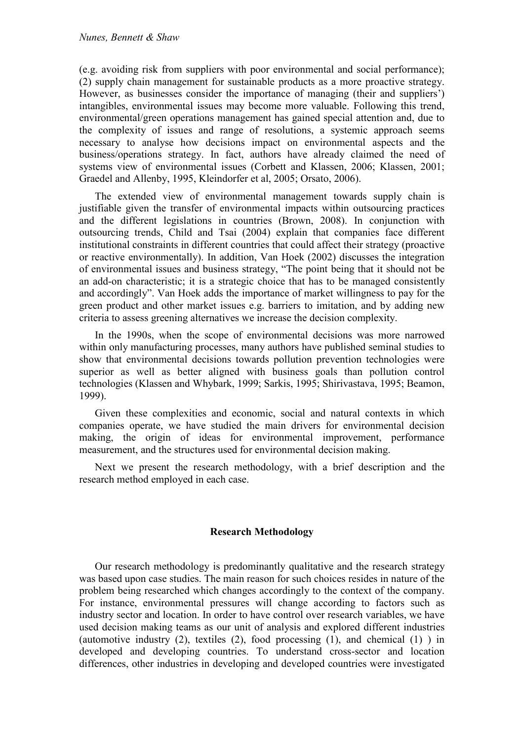(e.g. avoiding risk from suppliers with poor environmental and social performance); (2) supply chain management for sustainable products as a more proactive strategy. However, as businesses consider the importance of managing (their and suppliers') intangibles, environmental issues may become more valuable. Following this trend, environmental/green operations management has gained special attention and, due to the complexity of issues and range of resolutions, a systemic approach seems necessary to analyse how decisions impact on environmental aspects and the business/operations strategy. In fact, authors have already claimed the need of systems view of environmental issues (Corbett and Klassen, 2006; Klassen, 2001; Graedel and Allenby, 1995, Kleindorfer et al, 2005; Orsato, 2006).

The extended view of environmental management towards supply chain is justifiable given the transfer of environmental impacts within outsourcing practices and the different legislations in countries (Brown, 2008). In conjunction with outsourcing trends, Child and Tsai (2004) explain that companies face different institutional constraints in different countries that could affect their strategy (proactive or reactive environmentally). In addition, Van Hoek (2002) discusses the integration of environmental issues and business strategy, "The point being that it should not be an add-on characteristic; it is a strategic choice that has to be managed consistently and accordingly". Van Hoek adds the importance of market willingness to pay for the green product and other market issues e.g. barriers to imitation, and by adding new criteria to assess greening alternatives we increase the decision complexity.

In the 1990s, when the scope of environmental decisions was more narrowed within only manufacturing processes, many authors have published seminal studies to show that environmental decisions towards pollution prevention technologies were superior as well as better aligned with business goals than pollution control technologies (Klassen and Whybark, 1999; Sarkis, 1995; Shirivastava, 1995; Beamon, 1999).

Given these complexities and economic, social and natural contexts in which companies operate, we have studied the main drivers for environmental decision making, the origin of ideas for environmental improvement, performance measurement, and the structures used for environmental decision making.

Next we present the research methodology, with a brief description and the research method employed in each case.

## Research Methodology

Our research methodology is predominantly qualitative and the research strategy was based upon case studies. The main reason for such choices resides in nature of the problem being researched which changes accordingly to the context of the company. For instance, environmental pressures will change according to factors such as industry sector and location. In order to have control over research variables, we have used decision making teams as our unit of analysis and explored different industries (automotive industry (2), textiles (2), food processing (1), and chemical (1) ) in developed and developing countries. To understand cross-sector and location differences, other industries in developing and developed countries were investigated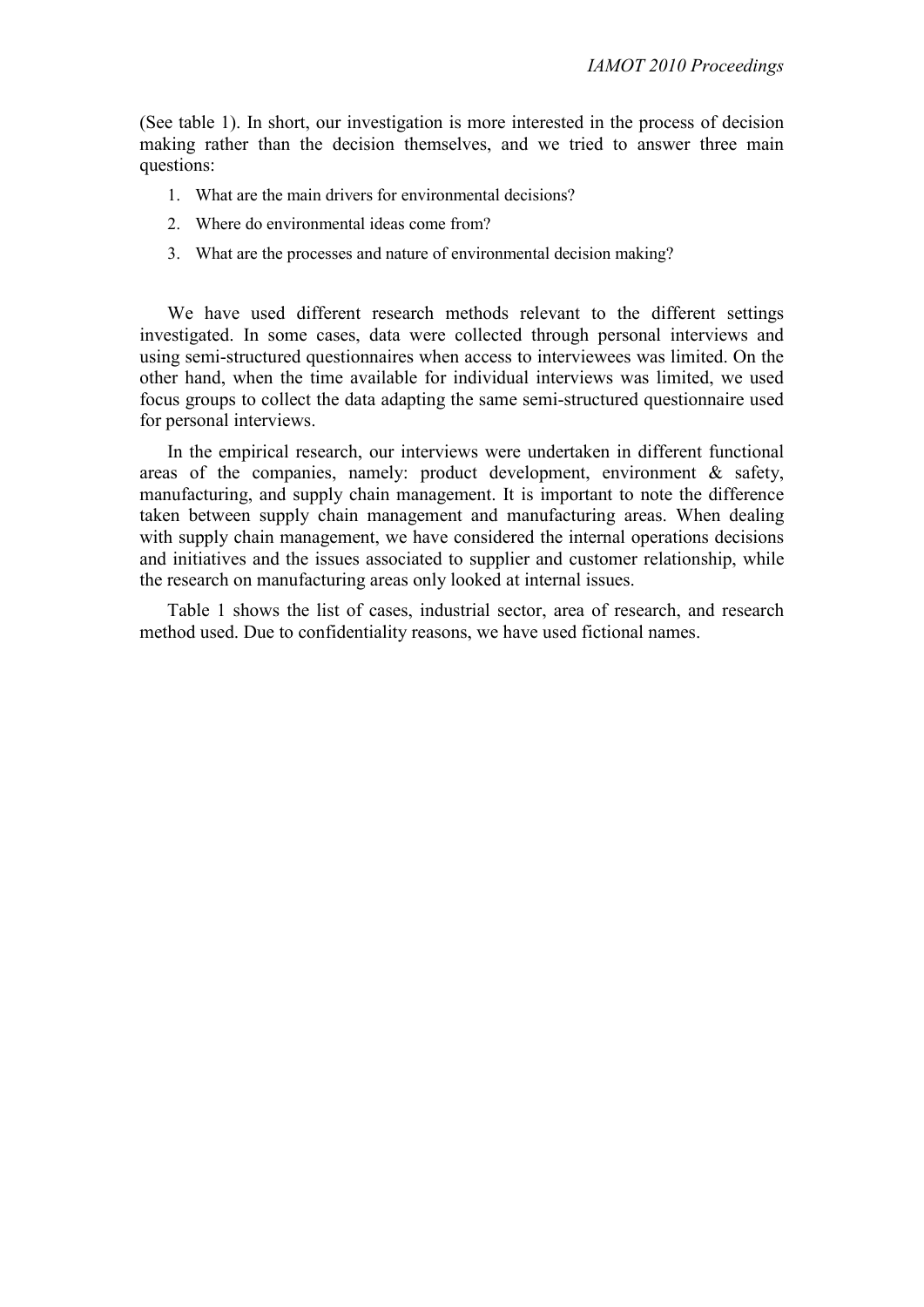(See table 1). In short, our investigation is more interested in the process of decision making rather than the decision themselves, and we tried to answer three main questions:

1. What are the main drivers for environmental decisions?
2. Where do environmental ideas come from?
3. What are the processes and nature of environmental decision making?

We have used different research methods relevant to the different settings investigated. In some cases, data were collected through personal interviews and using semi-structured questionnaires when access to interviewees was limited. On the other hand, when the time available for individual interviews was limited, we used focus groups to collect the data adapting the same semi-structured questionnaire used for personal interviews.

In the empirical research, our interviews were undertaken in different functional areas of the companies, namely: product development, environment & safety, manufacturing, and supply chain management. It is important to note the difference taken between supply chain management and manufacturing areas. When dealing with supply chain management, we have considered the internal operations decisions and initiatives and the issues associated to supplier and customer relationship, while the research on manufacturing areas only looked at internal issues.

Table 1 shows the list of cases, industrial sector, area of research, and research method used. Due to confidentiality reasons, we have used fictional names.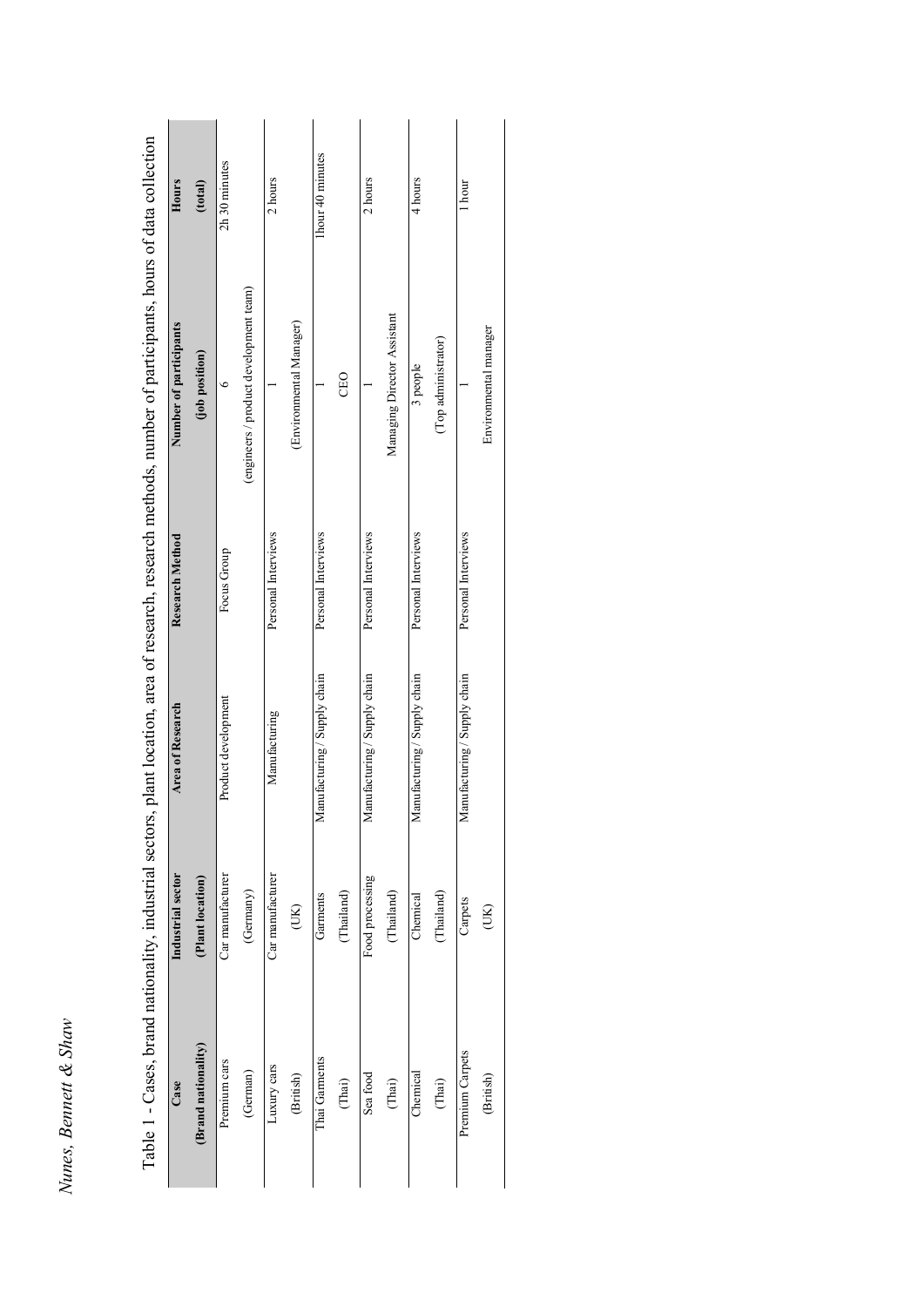Table 1 - Cases, brand nationality, industrial sectors, plant location, area of research, research methods, number of participants, hours of data collection

| Case (Brand nationality) | Industrial sector (Plant location) | Area of Research | Research Method | Number of participants (job position) | Hours (total) |
|---|---|---|---|---|---|
| Premium cars (German) | Car manufacturer (Germany) | Product development | Focus Group | 6 (engineers / product development team) | 2h 30 minutes |
| Luxury cars (British) | Car manufacturer (UK) | Manufacturing | Personal Interviews | 1 (Environmental Manager) | 2 hours |
| Thai Garments (Thai) | Garments (Thailand) | Manufacturing / Supply chain | Personal Interviews | 1 CEO | 1hour 40 minutes |
| Sea food (Thai) | Food processing (Thailand) | Manufacturing / Supply chain | Personal Interviews | 1 Managing Director Assistant | 2 hours |
| Chemical (Thai) | Chemical (Thailand) | Manufacturing / Supply chain | Personal Interviews | 3 people (Top administrator) | 4 hours |
| Premium Carpets (British) | Carpets (UK) | Manufacturing / Supply chain | Personal Interviews | 1 Environmental manager | 1 hour |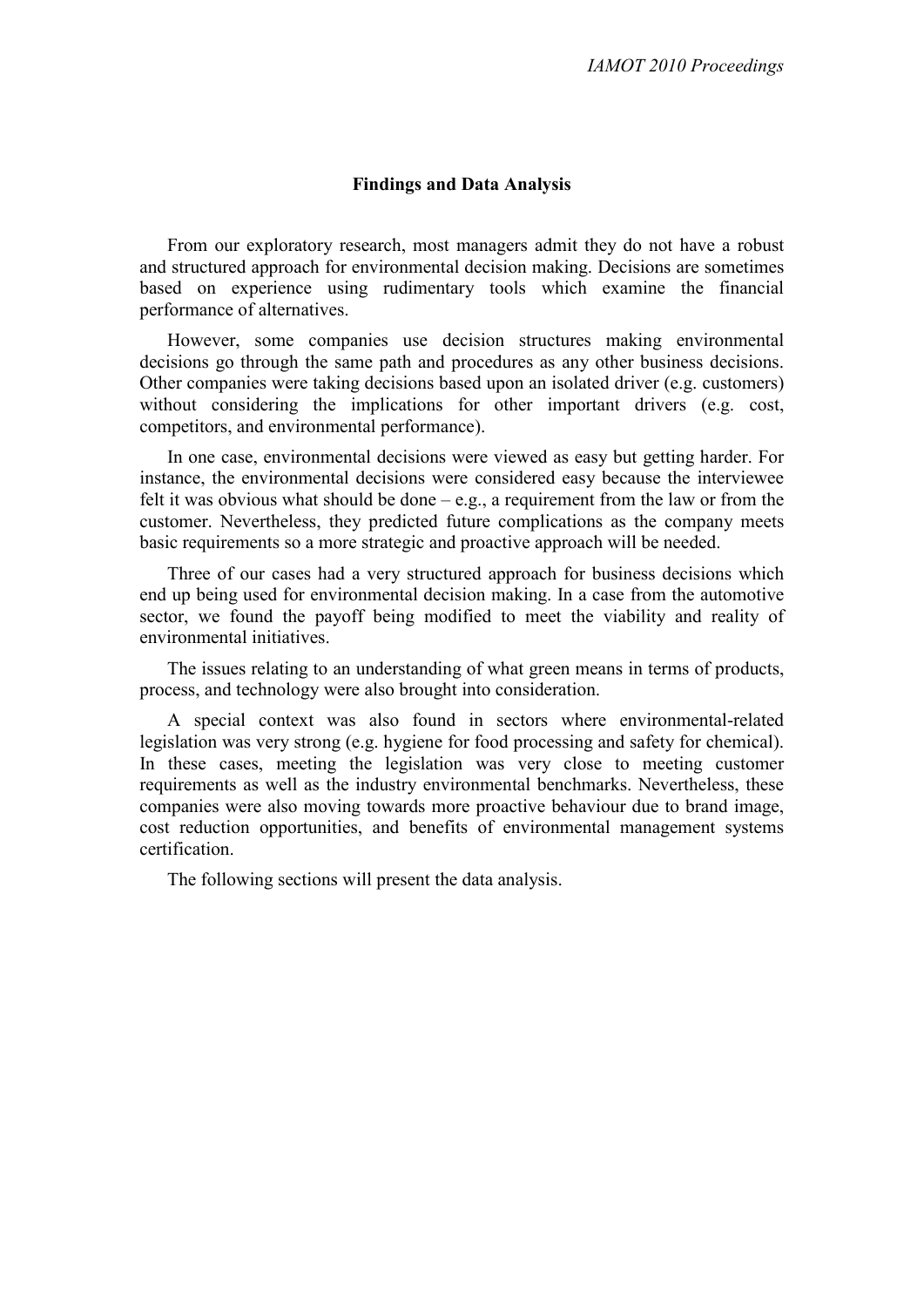## Findings and Data Analysis

From our exploratory research, most managers admit they do not have a robust and structured approach for environmental decision making. Decisions are sometimes based on experience using rudimentary tools which examine the financial performance of alternatives.

However, some companies use decision structures making environmental decisions go through the same path and procedures as any other business decisions. Other companies were taking decisions based upon an isolated driver (e.g. customers) without considering the implications for other important drivers (e.g. cost, competitors, and environmental performance).

In one case, environmental decisions were viewed as easy but getting harder. For instance, the environmental decisions were considered easy because the interviewee felt it was obvious what should be done – e.g., a requirement from the law or from the customer. Nevertheless, they predicted future complications as the company meets basic requirements so a more strategic and proactive approach will be needed.

Three of our cases had a very structured approach for business decisions which end up being used for environmental decision making. In a case from the automotive sector, we found the payoff being modified to meet the viability and reality of environmental initiatives.

The issues relating to an understanding of what green means in terms of products, process, and technology were also brought into consideration.

A special context was also found in sectors where environmental-related legislation was very strong (e.g. hygiene for food processing and safety for chemical). In these cases, meeting the legislation was very close to meeting customer requirements as well as the industry environmental benchmarks. Nevertheless, these companies were also moving towards more proactive behaviour due to brand image, cost reduction opportunities, and benefits of environmental management systems certification.

The following sections will present the data analysis.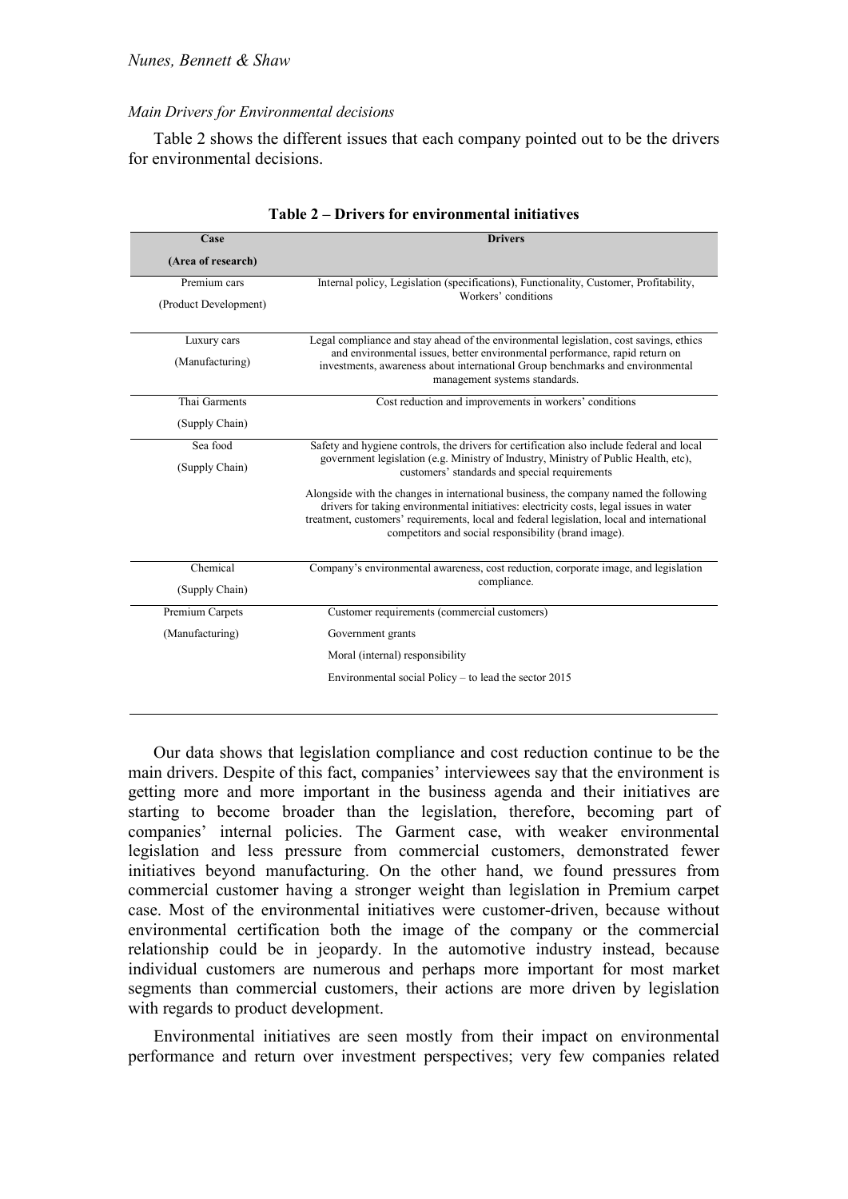*Main Drivers for Environmental decisions*

Table 2 shows the different issues that each company pointed out to be the drivers for environmental decisions.

**Table 2 – Drivers for environmental initiatives**

| Case (Area of research) | Drivers |
|---|---|
| Premium cars (Product Development) | Internal policy, Legislation (specifications), Functionality, Customer, Profitability, Workers' conditions |
| Luxury cars (Manufacturing) | Legal compliance and stay ahead of the environmental legislation, cost savings, ethics and environmental issues, better environmental performance, rapid return on investments, awareness about international Group benchmarks and environmental management systems standards. |
| Thai Garments (Supply Chain) | Cost reduction and improvements in workers' conditions |
| Sea food (Supply Chain) | Safety and hygiene controls, the drivers for certification also include federal and local government legislation (e.g. Ministry of Industry, Ministry of Public Health, etc), customers' standards and special requirements<br><br>Alongside with the changes in international business, the company named the following drivers for taking environmental initiatives: electricity costs, legal issues in water treatment, customers' requirements, local and federal legislation, local and international competitors and social responsibility (brand image). |
| Chemical (Supply Chain) | Company's environmental awareness, cost reduction, corporate image, and legislation compliance. |
| Premium Carpets (Manufacturing) | Customer requirements (commercial customers)<br>Government grants<br>Moral (internal) responsibility<br>Environmental social Policy – to lead the sector 2015 |

Our data shows that legislation compliance and cost reduction continue to be the main drivers. Despite of this fact, companies' interviewees say that the environment is getting more and more important in the business agenda and their initiatives are starting to become broader than the legislation, therefore, becoming part of companies' internal policies. The Garment case, with weaker environmental legislation and less pressure from commercial customers, demonstrated fewer initiatives beyond manufacturing. On the other hand, we found pressures from commercial customer having a stronger weight than legislation in Premium carpet case. Most of the environmental initiatives were customer-driven, because without environmental certification both the image of the company or the commercial relationship could be in jeopardy. In the automotive industry instead, because individual customers are numerous and perhaps more important for most market segments than commercial customers, their actions are more driven by legislation with regards to product development.

Environmental initiatives are seen mostly from their impact on environmental performance and return over investment perspectives; very few companies related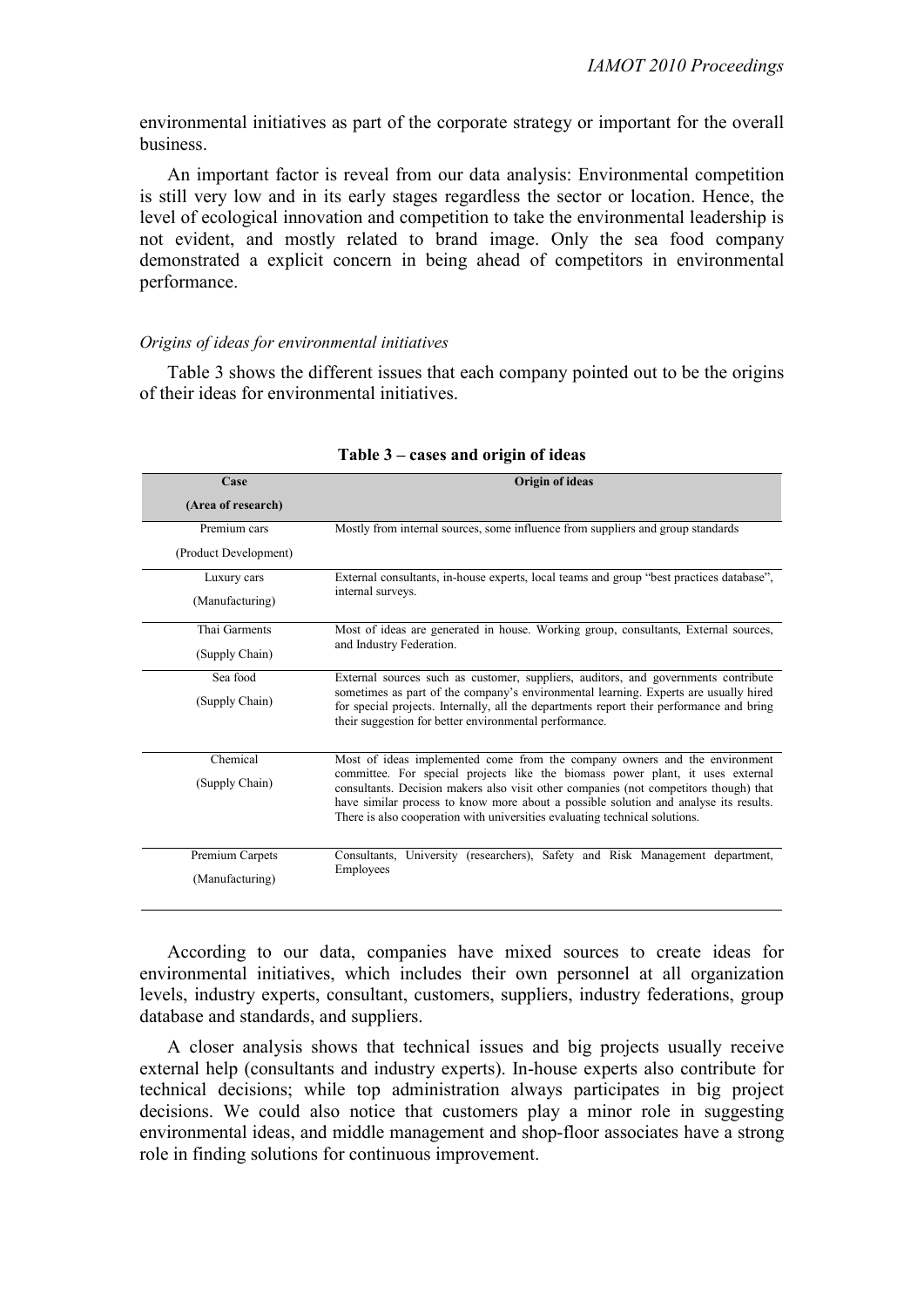environmental initiatives as part of the corporate strategy or important for the overall business.

An important factor is reveal from our data analysis: Environmental competition is still very low and in its early stages regardless the sector or location. Hence, the level of ecological innovation and competition to take the environmental leadership is not evident, and mostly related to brand image. Only the sea food company demonstrated a explicit concern in being ahead of competitors in environmental performance.

*Origins of ideas for environmental initiatives*

Table 3 shows the different issues that each company pointed out to be the origins of their ideas for environmental initiatives.

**Table 3 – cases and origin of ideas**

| Case (Area of research) | Origin of ideas |
|---|---|
| Premium cars (Product Development) | Mostly from internal sources, some influence from suppliers and group standards |
| Luxury cars (Manufacturing) | External consultants, in-house experts, local teams and group "best practices database", internal surveys. |
| Thai Garments (Supply Chain) | Most of ideas are generated in house. Working group, consultants, External sources, and Industry Federation. |
| Sea food (Supply Chain) | External sources such as customer, suppliers, auditors, and governments contribute sometimes as part of the company's environmental learning. Experts are usually hired for special projects. Internally, all the departments report their performance and bring their suggestion for better environmental performance. |
| Chemical (Supply Chain) | Most of ideas implemented come from the company owners and the environment committee. For special projects like the biomass power plant, it uses external consultants. Decision makers also visit other companies (not competitors though) that have similar process to know more about a possible solution and analyse its results. There is also cooperation with universities evaluating technical solutions. |
| Premium Carpets (Manufacturing) | Consultants, University (researchers), Safety and Risk Management department, Employees |

According to our data, companies have mixed sources to create ideas for environmental initiatives, which includes their own personnel at all organization levels, industry experts, consultant, customers, suppliers, industry federations, group database and standards, and suppliers.

A closer analysis shows that technical issues and big projects usually receive external help (consultants and industry experts). In-house experts also contribute for technical decisions; while top administration always participates in big project decisions. We could also notice that customers play a minor role in suggesting environmental ideas, and middle management and shop-floor associates have a strong role in finding solutions for continuous improvement.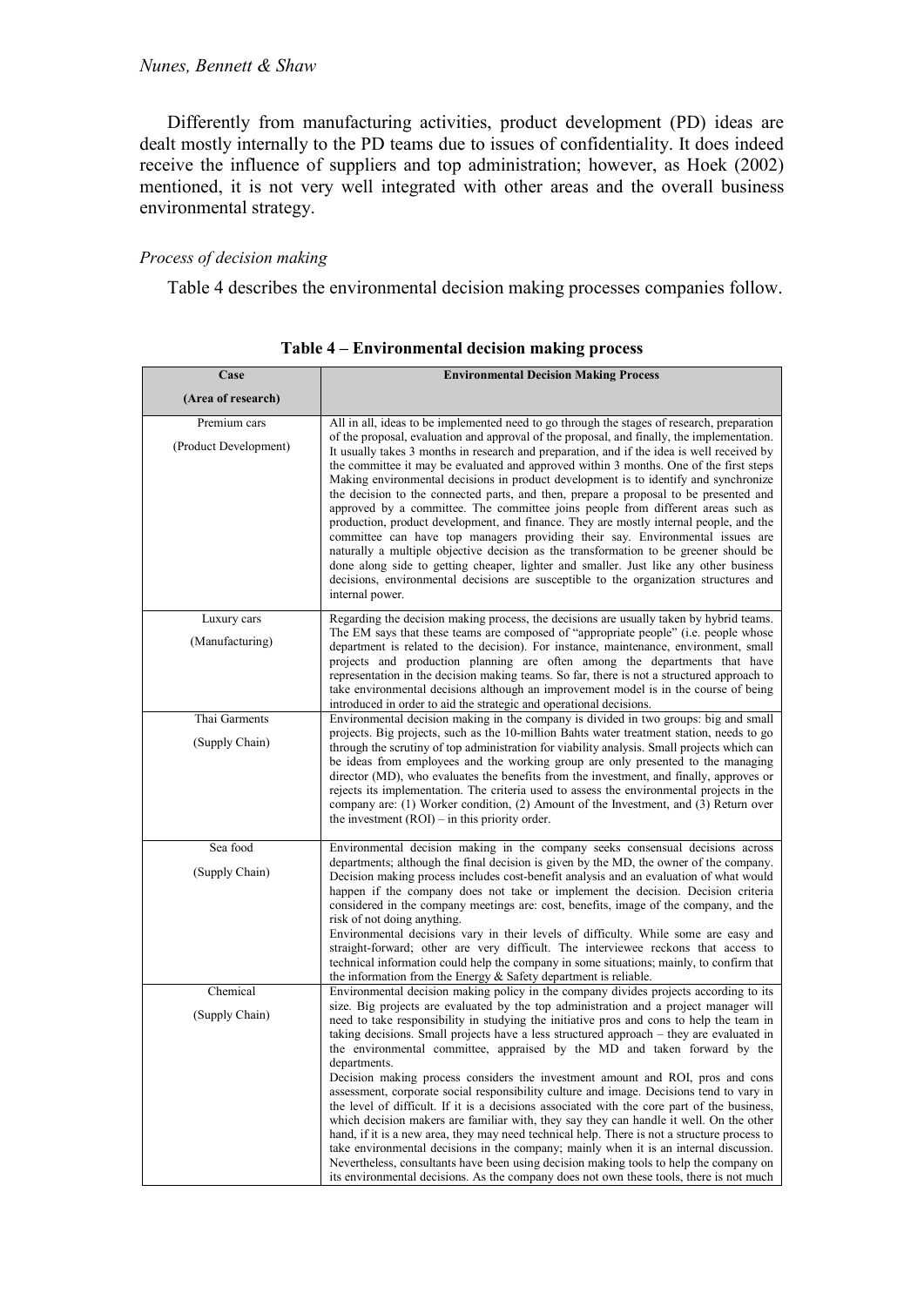Differently from manufacturing activities, product development (PD) ideas are dealt mostly internally to the PD teams due to issues of confidentiality. It does indeed receive the influence of suppliers and top administration; however, as Hoek (2002) mentioned, it is not very well integrated with other areas and the overall business environmental strategy.

*Process of decision making*

Table 4 describes the environmental decision making processes companies follow.

**Table 4 – Environmental decision making process**

| Case (Area of research) | Environmental Decision Making Process |
|---|---|
| Premium cars (Product Development) | All in all, ideas to be implemented need to go through the stages of research, preparation of the proposal, evaluation and approval of the proposal, and finally, the implementation. It usually takes 3 months in research and preparation, and if the idea is well received by the committee it may be evaluated and approved within 3 months. One of the first steps Making environmental decisions in product development is to identify and synchronize the decision to the connected parts, and then, prepare a proposal to be presented and approved by a committee. The committee joins people from different areas such as production, product development, and finance. They are mostly internal people, and the committee can have top managers providing their say. Environmental issues are naturally a multiple objective decision as the transformation to be greener should be done along side to getting cheaper, lighter and smaller. Just like any other business decisions, environmental decisions are susceptible to the organization structures and internal power. |
| Luxury cars (Manufacturing) | Regarding the decision making process, the decisions are usually taken by hybrid teams. The EM says that these teams are composed of "appropriate people" (i.e. people whose department is related to the decision). For instance, maintenance, environment, small projects and production planning are often among the departments that have representation in the decision making teams. So far, there is not a structured approach to take environmental decisions although an improvement model is in the course of being introduced in order to aid the strategic and operational decisions. |
| Thai Garments (Supply Chain) | Environmental decision making in the company is divided in two groups: big and small projects. Big projects, such as the 10-million Bahts water treatment station, needs to go through the scrutiny of top administration for viability analysis. Small projects which can be ideas from employees and the working group are only presented to the managing director (MD), who evaluates the benefits from the investment, and finally, approves or rejects its implementation. The criteria used to assess the environmental projects in the company are: (1) Worker condition, (2) Amount of the Investment, and (3) Return over the investment (ROI) – in this priority order. |
| Sea food (Supply Chain) | Environmental decision making in the company seeks consensual decisions across departments; although the final decision is given by the MD, the owner of the company. Decision making process includes cost-benefit analysis and an evaluation of what would happen if the company does not take or implement the decision. Decision criteria considered in the company meetings are: cost, benefits, image of the company, and the risk of not doing anything.<br>Environmental decisions vary in their levels of difficulty. While some are easy and straight-forward; other are very difficult. The interviewee reckons that access to technical information could help the company in some situations; mainly, to confirm that the information from the Energy & Safety department is reliable. |
| Chemical (Supply Chain) | Environmental decision making policy in the company divides projects according to its size. Big projects are evaluated by the top administration and a project manager will need to take responsibility in studying the initiative pros and cons to help the team in taking decisions. Small projects have a less structured approach – they are evaluated in the environmental committee, appraised by the MD and taken forward by the departments.<br>Decision making process considers the investment amount and ROI, pros and cons assessment, corporate social responsibility culture and image. Decisions tend to vary in the level of difficult. If it is a decisions associated with the core part of the business, which decision makers are familiar with, they say they can handle it well. On the other hand, if it is a new area, they may need technical help. There is not a structure process to take environmental decisions in the company; mainly when it is an internal discussion. Nevertheless, consultants have been using decision making tools to help the company on its environmental decisions. As the company does not own these tools, there is not much |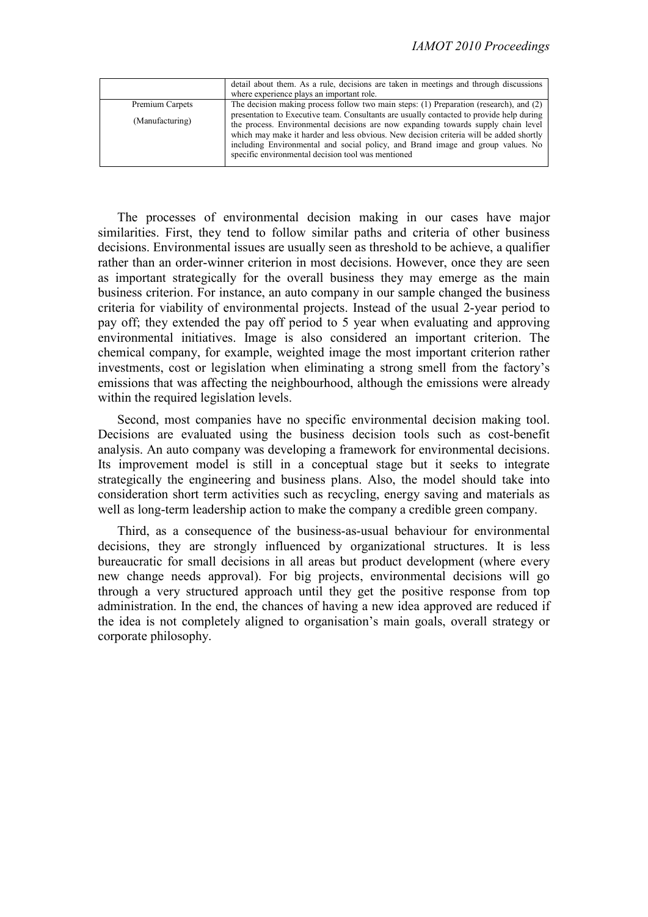| | |
|---|---|
| | detail about them. As a rule, decisions are taken in meetings and through discussions where experience plays an important role. |
| Premium Carpets (Manufacturing) | The decision making process follow two main steps: (1) Preparation (research), and (2) presentation to Executive team. Consultants are usually contacted to provide help during the process. Environmental decisions are now expanding towards supply chain level which may make it harder and less obvious. New decision criteria will be added shortly including Environmental and social policy, and Brand image and group values. No specific environmental decision tool was mentioned |

The processes of environmental decision making in our cases have major similarities. First, they tend to follow similar paths and criteria of other business decisions. Environmental issues are usually seen as threshold to be achieve, a qualifier rather than an order-winner criterion in most decisions. However, once they are seen as important strategically for the overall business they may emerge as the main business criterion. For instance, an auto company in our sample changed the business criteria for viability of environmental projects. Instead of the usual 2-year period to pay off; they extended the pay off period to 5 year when evaluating and approving environmental initiatives. Image is also considered an important criterion. The chemical company, for example, weighted image the most important criterion rather investments, cost or legislation when eliminating a strong smell from the factory's emissions that was affecting the neighbourhood, although the emissions were already within the required legislation levels.

Second, most companies have no specific environmental decision making tool. Decisions are evaluated using the business decision tools such as cost-benefit analysis. An auto company was developing a framework for environmental decisions. Its improvement model is still in a conceptual stage but it seeks to integrate strategically the engineering and business plans. Also, the model should take into consideration short term activities such as recycling, energy saving and materials as well as long-term leadership action to make the company a credible green company.

Third, as a consequence of the business-as-usual behaviour for environmental decisions, they are strongly influenced by organizational structures. It is less bureaucratic for small decisions in all areas but product development (where every new change needs approval). For big projects, environmental decisions will go through a very structured approach until they get the positive response from top administration. In the end, the chances of having a new idea approved are reduced if the idea is not completely aligned to organisation's main goals, overall strategy or corporate philosophy.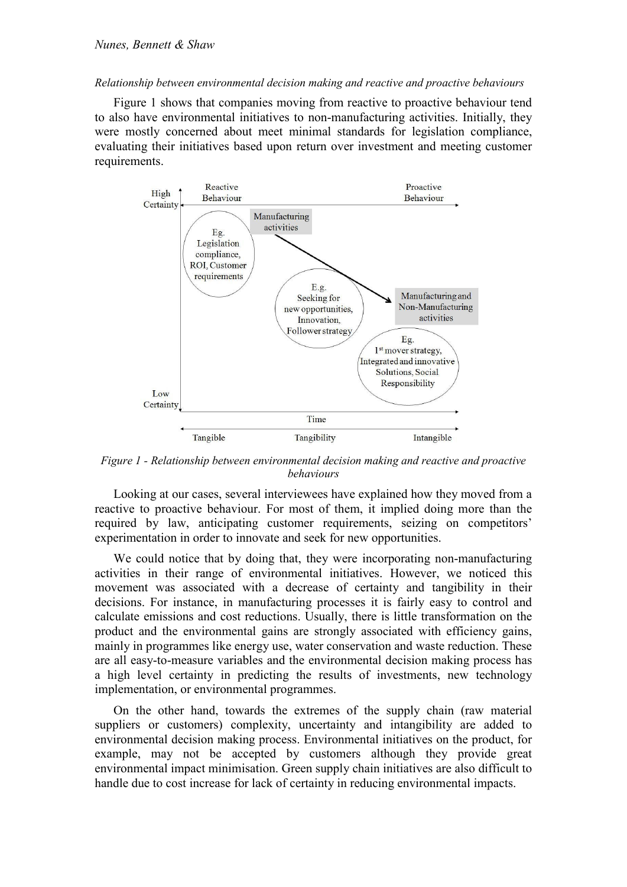*Relationship between environmental decision making and reactive and proactive behaviours*

Figure 1 shows that companies moving from reactive to proactive behaviour tend to also have environmental initiatives to non-manufacturing activities. Initially, they were mostly concerned about meet minimal standards for legislation compliance, evaluating their initiatives based upon return over investment and meeting customer requirements.

*Figure 1 - Relationship between environmental decision making and reactive and proactive behaviours*

Looking at our cases, several interviewees have explained how they moved from a reactive to proactive behaviour. For most of them, it implied doing more than the required by law, anticipating customer requirements, seizing on competitors' experimentation in order to innovate and seek for new opportunities.

We could notice that by doing that, they were incorporating non-manufacturing activities in their range of environmental initiatives. However, we noticed this movement was associated with a decrease of certainty and tangibility in their decisions. For instance, in manufacturing processes it is fairly easy to control and calculate emissions and cost reductions. Usually, there is little transformation on the product and the environmental gains are strongly associated with efficiency gains, mainly in programmes like energy use, water conservation and waste reduction. These are all easy-to-measure variables and the environmental decision making process has a high level certainty in predicting the results of investments, new technology implementation, or environmental programmes.

On the other hand, towards the extremes of the supply chain (raw material suppliers or customers) complexity, uncertainty and intangibility are added to environmental decision making process. Environmental initiatives on the product, for example, may not be accepted by customers although they provide great environmental impact minimisation. Green supply chain initiatives are also difficult to handle due to cost increase for lack of certainty in reducing environmental impacts.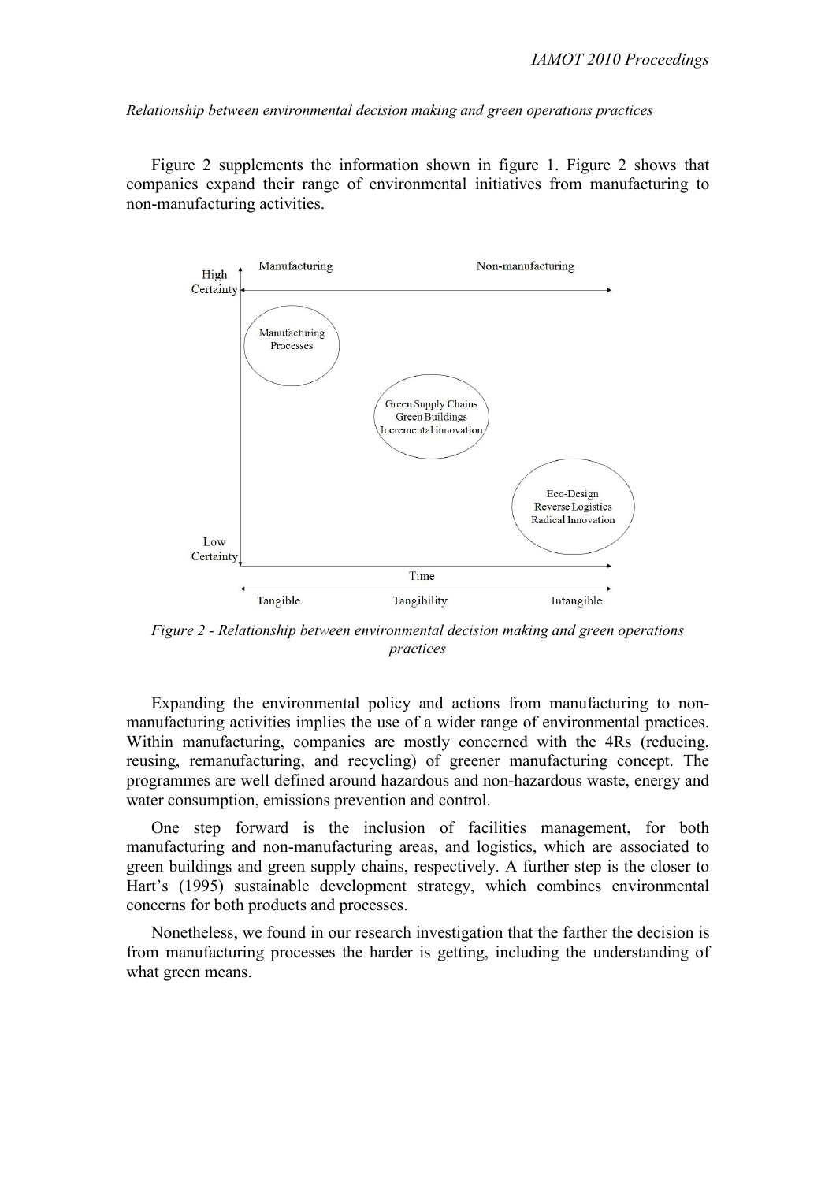*Relationship between environmental decision making and green operations practices*

Figure 2 supplements the information shown in figure 1. Figure 2 shows that companies expand their range of environmental initiatives from manufacturing to non-manufacturing activities.

*Figure 2 - Relationship between environmental decision making and green operations practices*

Expanding the environmental policy and actions from manufacturing to non-manufacturing activities implies the use of a wider range of environmental practices. Within manufacturing, companies are mostly concerned with the 4Rs (reducing, reusing, remanufacturing, and recycling) of greener manufacturing concept. The programmes are well defined around hazardous and non-hazardous waste, energy and water consumption, emissions prevention and control.

One step forward is the inclusion of facilities management, for both manufacturing and non-manufacturing areas, and logistics, which are associated to green buildings and green supply chains, respectively. A further step is the closer to Hart's (1995) sustainable development strategy, which combines environmental concerns for both products and processes.

Nonetheless, we found in our research investigation that the farther the decision is from manufacturing processes the harder is getting, including the understanding of what green means.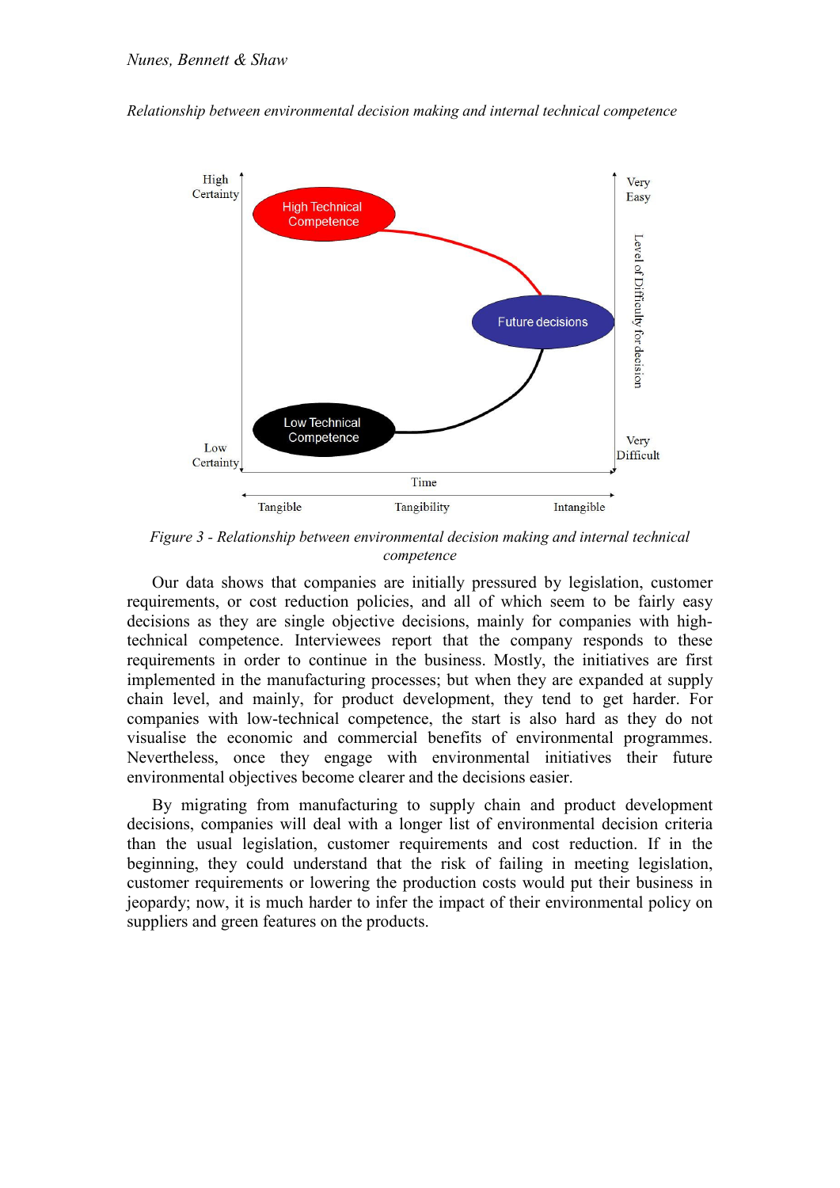*Figure 3 - Relationship between environmental decision making and internal technical competence*

Our data shows that companies are initially pressured by legislation, customer requirements, or cost reduction policies, and all of which seem to be fairly easy decisions as they are single objective decisions, mainly for companies with high-technical competence. Interviewees report that the company responds to these requirements in order to continue in the business. Mostly, the initiatives are first implemented in the manufacturing processes; but when they are expanded at supply chain level, and mainly, for product development, they tend to get harder. For companies with low-technical competence, the start is also hard as they do not visualise the economic and commercial benefits of environmental programmes. Nevertheless, once they engage with environmental initiatives their future environmental objectives become clearer and the decisions easier.

By migrating from manufacturing to supply chain and product development decisions, companies will deal with a longer list of environmental decision criteria than the usual legislation, customer requirements and cost reduction. If in the beginning, they could understand that the risk of failing in meeting legislation, customer requirements or lowering the production costs would put their business in jeopardy; now, it is much harder to infer the impact of their environmental policy on suppliers and green features on the products.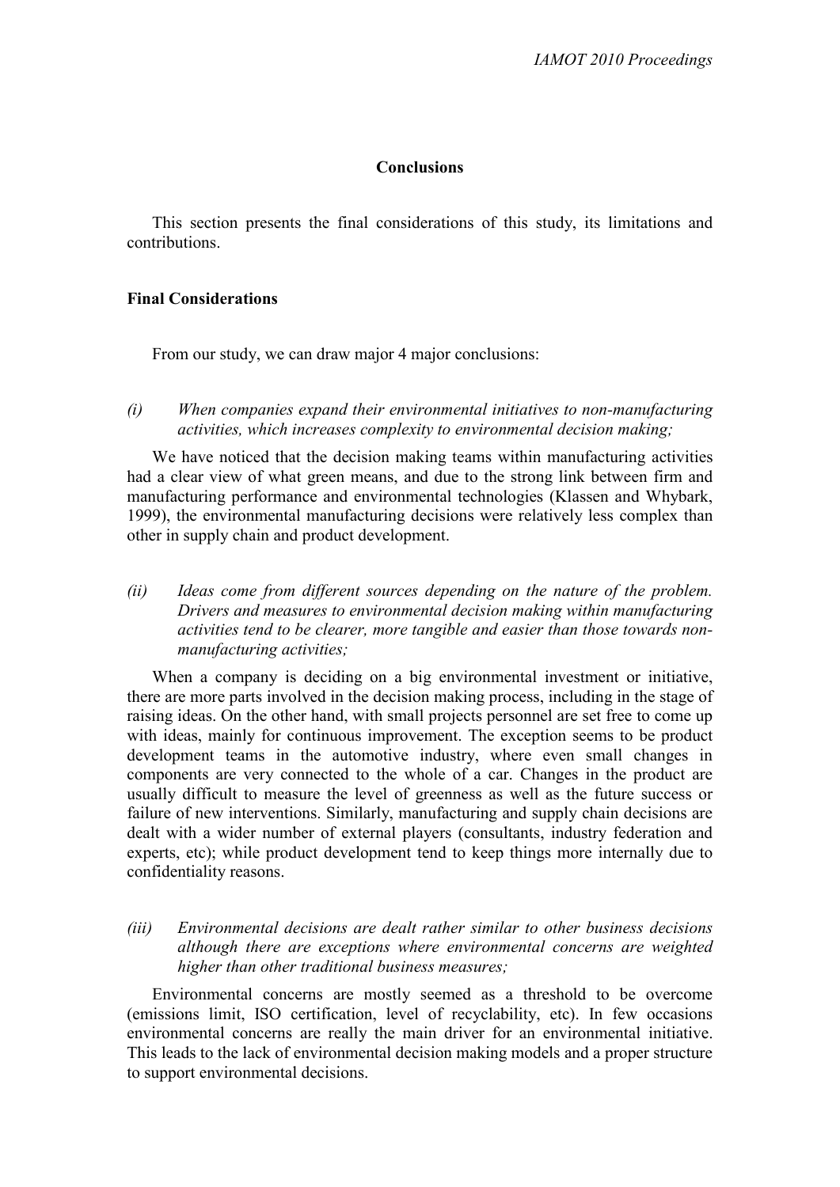## Conclusions

This section presents the final considerations of this study, its limitations and contributions.

### Final Considerations

From our study, we can draw major 4 major conclusions:

*(i) When companies expand their environmental initiatives to non-manufacturing activities, which increases complexity to environmental decision making;*

We have noticed that the decision making teams within manufacturing activities had a clear view of what green means, and due to the strong link between firm and manufacturing performance and environmental technologies (Klassen and Whybark, 1999), the environmental manufacturing decisions were relatively less complex than other in supply chain and product development.

*(ii) Ideas come from different sources depending on the nature of the problem. Drivers and measures to environmental decision making within manufacturing activities tend to be clearer, more tangible and easier than those towards non-manufacturing activities;*

When a company is deciding on a big environmental investment or initiative, there are more parts involved in the decision making process, including in the stage of raising ideas. On the other hand, with small projects personnel are set free to come up with ideas, mainly for continuous improvement. The exception seems to be product development teams in the automotive industry, where even small changes in components are very connected to the whole of a car. Changes in the product are usually difficult to measure the level of greenness as well as the future success or failure of new interventions. Similarly, manufacturing and supply chain decisions are dealt with a wider number of external players (consultants, industry federation and experts, etc); while product development tend to keep things more internally due to confidentiality reasons.

*(iii) Environmental decisions are dealt rather similar to other business decisions although there are exceptions where environmental concerns are weighted higher than other traditional business measures;*

Environmental concerns are mostly seemed as a threshold to be overcome (emissions limit, ISO certification, level of recyclability, etc). In few occasions environmental concerns are really the main driver for an environmental initiative. This leads to the lack of environmental decision making models and a proper structure to support environmental decisions.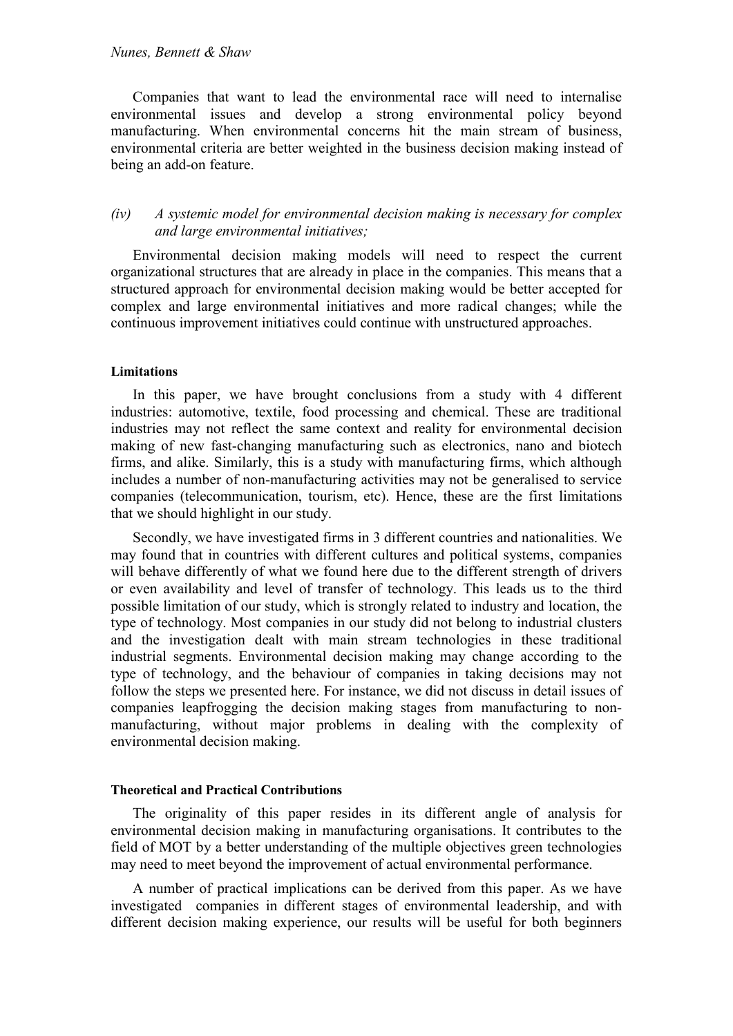Companies that want to lead the environmental race will need to internalise environmental issues and develop a strong environmental policy beyond manufacturing. When environmental concerns hit the main stream of business, environmental criteria are better weighted in the business decision making instead of being an add-on feature.

*(iv) A systemic model for environmental decision making is necessary for complex and large environmental initiatives;*

Environmental decision making models will need to respect the current organizational structures that are already in place in the companies. This means that a structured approach for environmental decision making would be better accepted for complex and large environmental initiatives and more radical changes; while the continuous improvement initiatives could continue with unstructured approaches.

#### Limitations

In this paper, we have brought conclusions from a study with 4 different industries: automotive, textile, food processing and chemical. These are traditional industries may not reflect the same context and reality for environmental decision making of new fast-changing manufacturing such as electronics, nano and biotech firms, and alike. Similarly, this is a study with manufacturing firms, which although includes a number of non-manufacturing activities may not be generalised to service companies (telecommunication, tourism, etc). Hence, these are the first limitations that we should highlight in our study.

Secondly, we have investigated firms in 3 different countries and nationalities. We may found that in countries with different cultures and political systems, companies will behave differently of what we found here due to the different strength of drivers or even availability and level of transfer of technology. This leads us to the third possible limitation of our study, which is strongly related to industry and location, the type of technology. Most companies in our study did not belong to industrial clusters and the investigation dealt with main stream technologies in these traditional industrial segments. Environmental decision making may change according to the type of technology, and the behaviour of companies in taking decisions may not follow the steps we presented here. For instance, we did not discuss in detail issues of companies leapfrogging the decision making stages from manufacturing to non-manufacturing, without major problems in dealing with the complexity of environmental decision making.

#### Theoretical and Practical Contributions

The originality of this paper resides in its different angle of analysis for environmental decision making in manufacturing organisations. It contributes to the field of MOT by a better understanding of the multiple objectives green technologies may need to meet beyond the improvement of actual environmental performance.

A number of practical implications can be derived from this paper. As we have investigated companies in different stages of environmental leadership, and with different decision making experience, our results will be useful for both beginners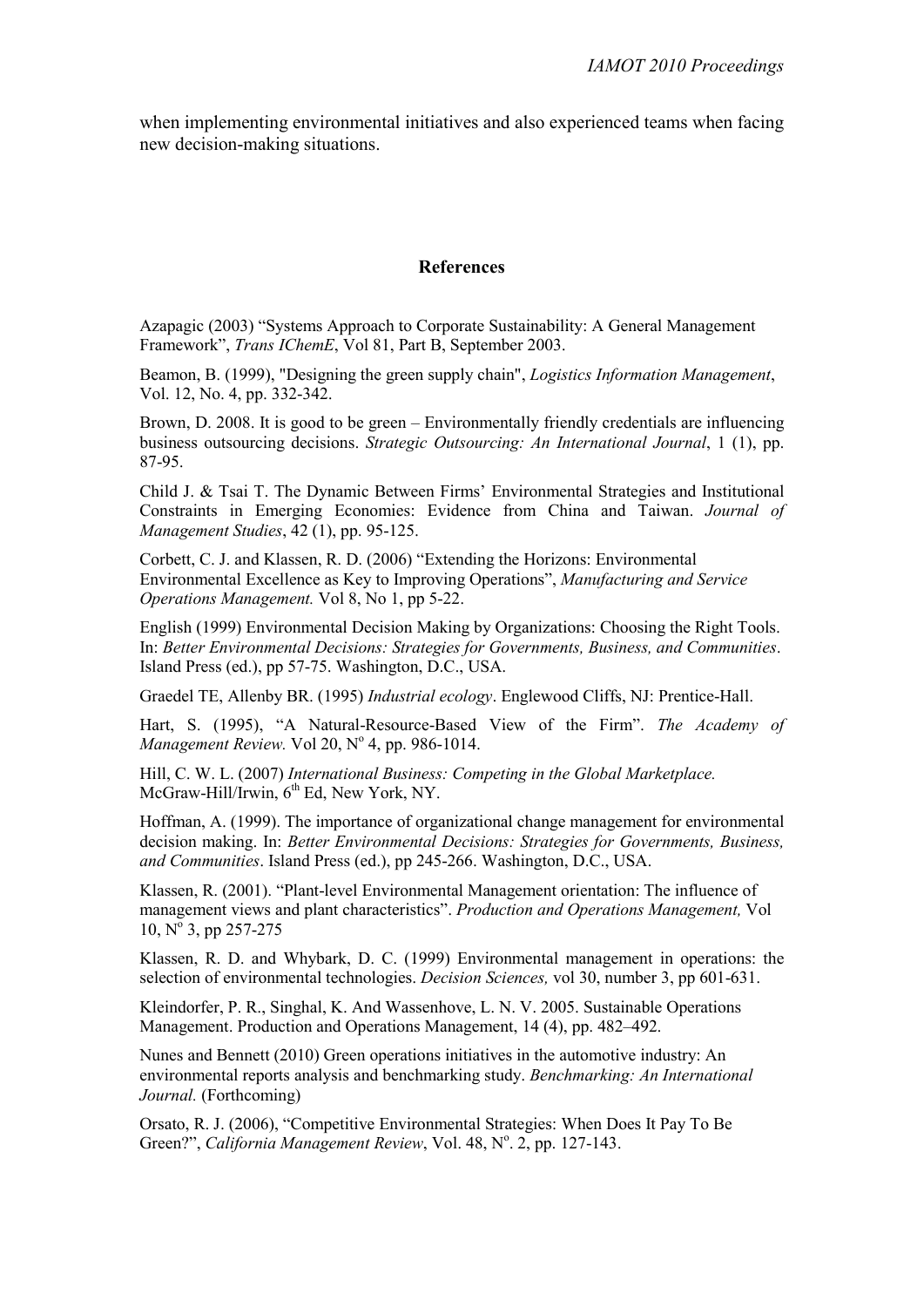when implementing environmental initiatives and also experienced teams when facing new decision-making situations.

## References

Azapagic (2003) "Systems Approach to Corporate Sustainability: A General Management Framework", *Trans IChemE*, Vol 81, Part B, September 2003.

Beamon, B. (1999), "Designing the green supply chain", *Logistics Information Management*, Vol. 12, No. 4, pp. 332-342.

Brown, D. 2008. It is good to be green – Environmentally friendly credentials are influencing business outsourcing decisions. *Strategic Outsourcing: An International Journal*, 1 (1), pp. 87-95.

Child J. & Tsai T. The Dynamic Between Firms' Environmental Strategies and Institutional Constraints in Emerging Economies: Evidence from China and Taiwan. *Journal of Management Studies*, 42 (1), pp. 95-125.

Corbett, C. J. and Klassen, R. D. (2006) "Extending the Horizons: Environmental Environmental Excellence as Key to Improving Operations", *Manufacturing and Service Operations Management.* Vol 8, No 1, pp 5-22.

English (1999) Environmental Decision Making by Organizations: Choosing the Right Tools. In: *Better Environmental Decisions: Strategies for Governments, Business, and Communities*. Island Press (ed.), pp 57-75. Washington, D.C., USA.

Graedel TE, Allenby BR. (1995) *Industrial ecology*. Englewood Cliffs, NJ: Prentice-Hall.

Hart, S. (1995), "A Natural-Resource-Based View of the Firm". *The Academy of Management Review.* Vol 20, N° 4, pp. 986-1014.

Hill, C. W. L. (2007) *International Business: Competing in the Global Marketplace.* McGraw-Hill/Irwin, 6th Ed, New York, NY.

Hoffman, A. (1999). The importance of organizational change management for environmental decision making. In: *Better Environmental Decisions: Strategies for Governments, Business, and Communities*. Island Press (ed.), pp 245-266. Washington, D.C., USA.

Klassen, R. (2001). "Plant-level Environmental Management orientation: The influence of management views and plant characteristics". *Production and Operations Management,* Vol 10, N° 3, pp 257-275

Klassen, R. D. and Whybark, D. C. (1999) Environmental management in operations: the selection of environmental technologies. *Decision Sciences,* vol 30, number 3, pp 601-631.

Kleindorfer, P. R., Singhal, K. And Wassenhove, L. N. V. 2005. Sustainable Operations Management. Production and Operations Management, 14 (4), pp. 482–492.

Nunes and Bennett (2010) Green operations initiatives in the automotive industry: An environmental reports analysis and benchmarking study. *Benchmarking: An International Journal.* (Forthcoming)

Orsato, R. J. (2006), "Competitive Environmental Strategies: When Does It Pay To Be Green?", *California Management Review*, Vol. 48, N°. 2, pp. 127-143.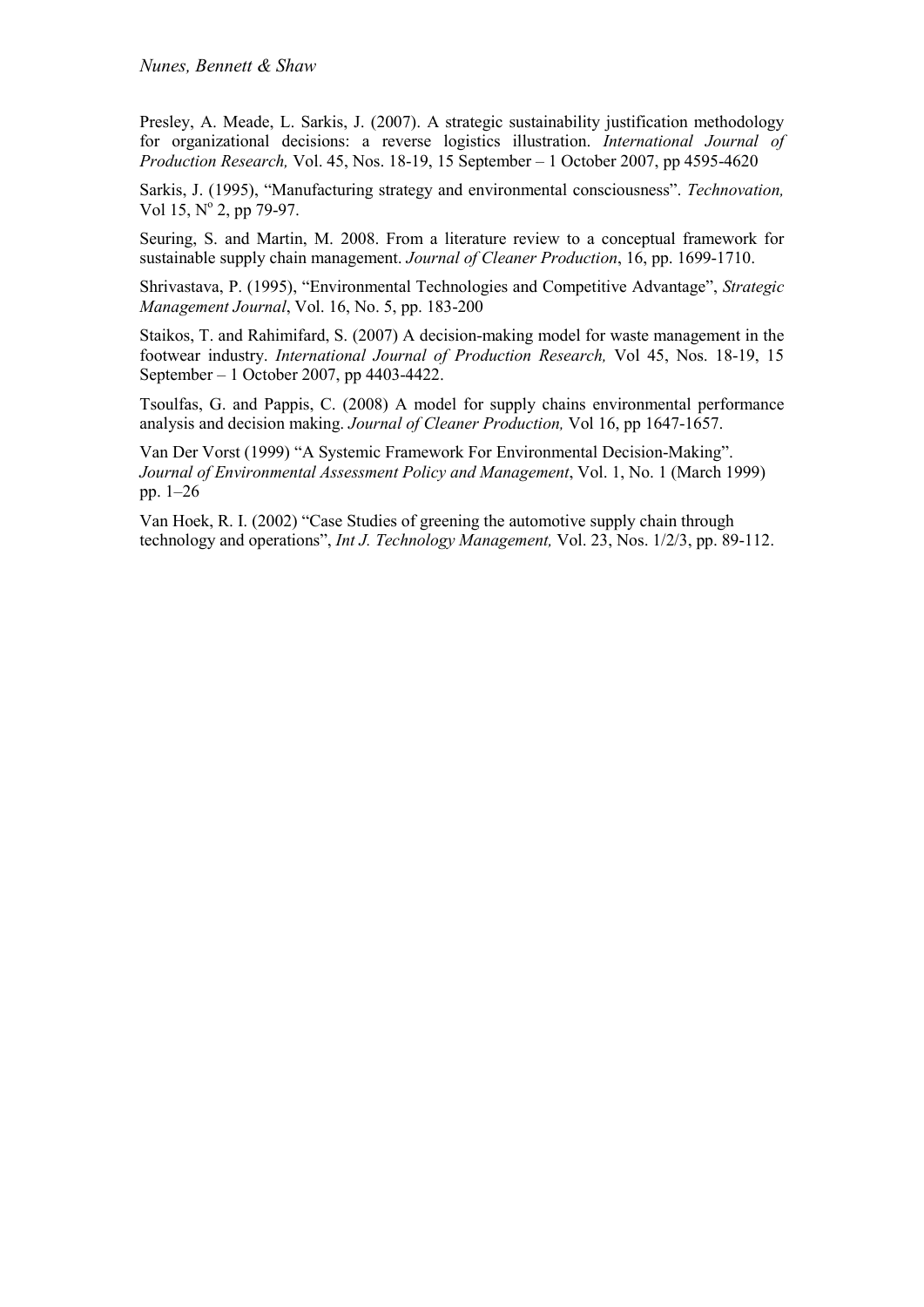Presley, A. Meade, L. Sarkis, J. (2007). A strategic sustainability justification methodology for organizational decisions: a reverse logistics illustration. *International Journal of Production Research,* Vol. 45, Nos. 18-19, 15 September – 1 October 2007, pp 4595-4620

Sarkis, J. (1995), "Manufacturing strategy and environmental consciousness". *Technovation,* Vol 15, N$^{o}$ 2, pp 79-97.

Seuring, S. and Martin, M. 2008. From a literature review to a conceptual framework for sustainable supply chain management. *Journal of Cleaner Production*, 16, pp. 1699-1710.

Shrivastava, P. (1995), "Environmental Technologies and Competitive Advantage", *Strategic Management Journal*, Vol. 16, No. 5, pp. 183-200

Staikos, T. and Rahimifard, S. (2007) A decision-making model for waste management in the footwear industry. *International Journal of Production Research,* Vol 45, Nos. 18-19, 15 September – 1 October 2007, pp 4403-4422.

Tsoulfas, G. and Pappis, C. (2008) A model for supply chains environmental performance analysis and decision making. *Journal of Cleaner Production,* Vol 16, pp 1647-1657.

Van Der Vorst (1999) "A Systemic Framework For Environmental Decision-Making". *Journal of Environmental Assessment Policy and Management*, Vol. 1, No. 1 (March 1999) pp. 1–26

Van Hoek, R. I. (2002) "Case Studies of greening the automotive supply chain through technology and operations", *Int J. Technology Management,* Vol. 23, Nos. 1/2/3, pp. 89-112.